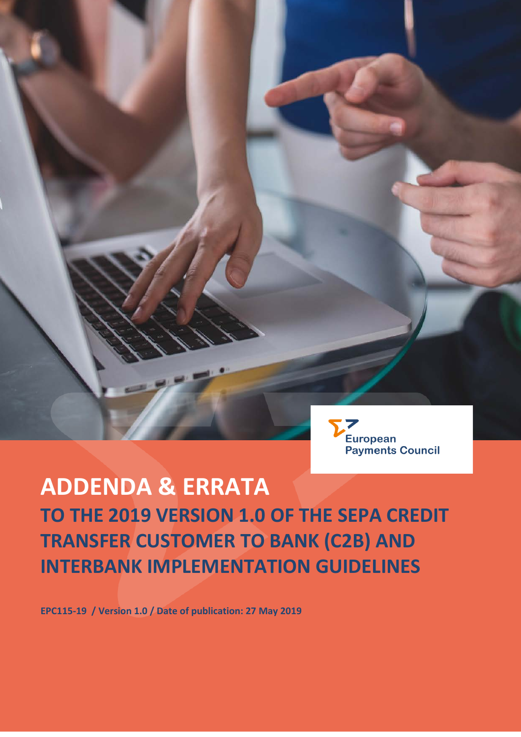European Payments Council

# ADDENDA & ERRATA

## TO THE 2019 VERSION 1.0 OF THE SEPA CREDIT TRANSFER CUSTOMER TO BANK (C2B) AND INTERBANK IMPLEMENTATION GUIDELINES

**EPC115-19 / Version 1.0 / Date of publication: 27 May 2019**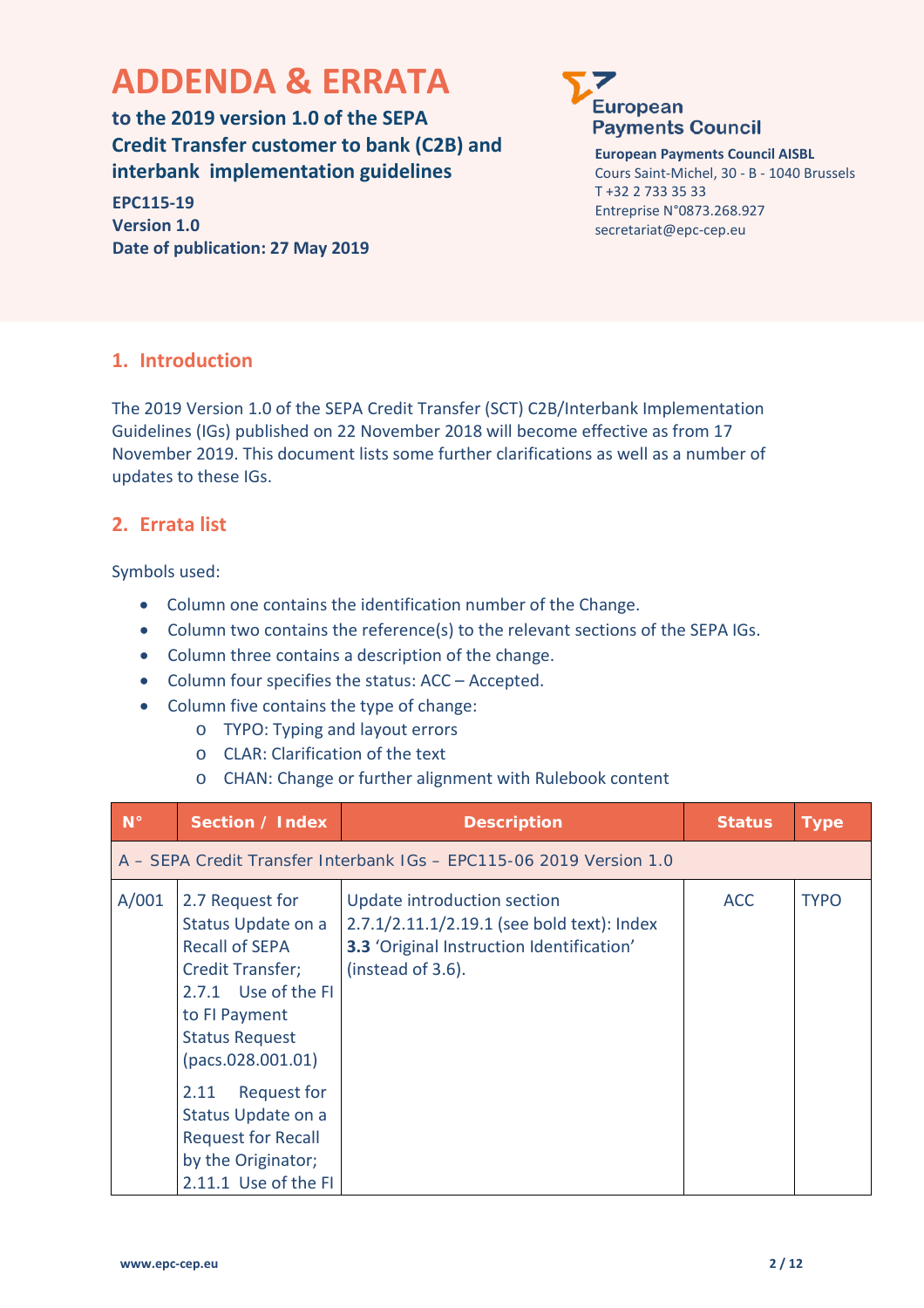# ADDENDA & ERRATA

**to the 2019 version 1.0 of the SEPA Credit Transfer customer to bank (C2B) and interbank implementation guidelines**

**EPC115-19**
**Version 1.0**
**Date of publication: 27 May 2019**

**European Payments Council AISBL**
Cours Saint-Michel, 30 - B - 1040 Brussels
T +32 2 733 35 33
Entreprise N°0873.268.927
secretariat@epc-cep.eu

## 1. Introduction

The 2019 Version 1.0 of the SEPA Credit Transfer (SCT) C2B/Interbank Implementation Guidelines (IGs) published on 22 November 2018 will become effective as from 17 November 2019. This document lists some further clarifications as well as a number of updates to these IGs.

## 2. Errata list

Symbols used:

- Column one contains the identification number of the Change.
- Column two contains the reference(s) to the relevant sections of the SEPA IGs.
- Column three contains a description of the change.
- Column four specifies the status: ACC – Accepted.
- Column five contains the type of change:
  - TYPO: Typing and layout errors
  - CLAR: Clarification of the text
  - CHAN: Change or further alignment with Rulebook content

| N° | Section / Index | Description | Status | Type |
|---|---|---|---|---|
| A – SEPA Credit Transfer Interbank IGs – EPC115-06 2019 Version 1.0 | | | | |
| A/001 | 2.7 Request for Status Update on a Recall of SEPA Credit Transfer; 2.7.1 Use of the FI to FI Payment Status Request (pacs.028.001.01)<br><br>2.11 Request for Status Update on a Request for Recall by the Originator; 2.11.1 Use of the FI | Update introduction section 2.7.1/2.11.1/2.19.1 (see bold text): Index **3.3** 'Original Instruction Identification' (instead of 3.6). | ACC | TYPO |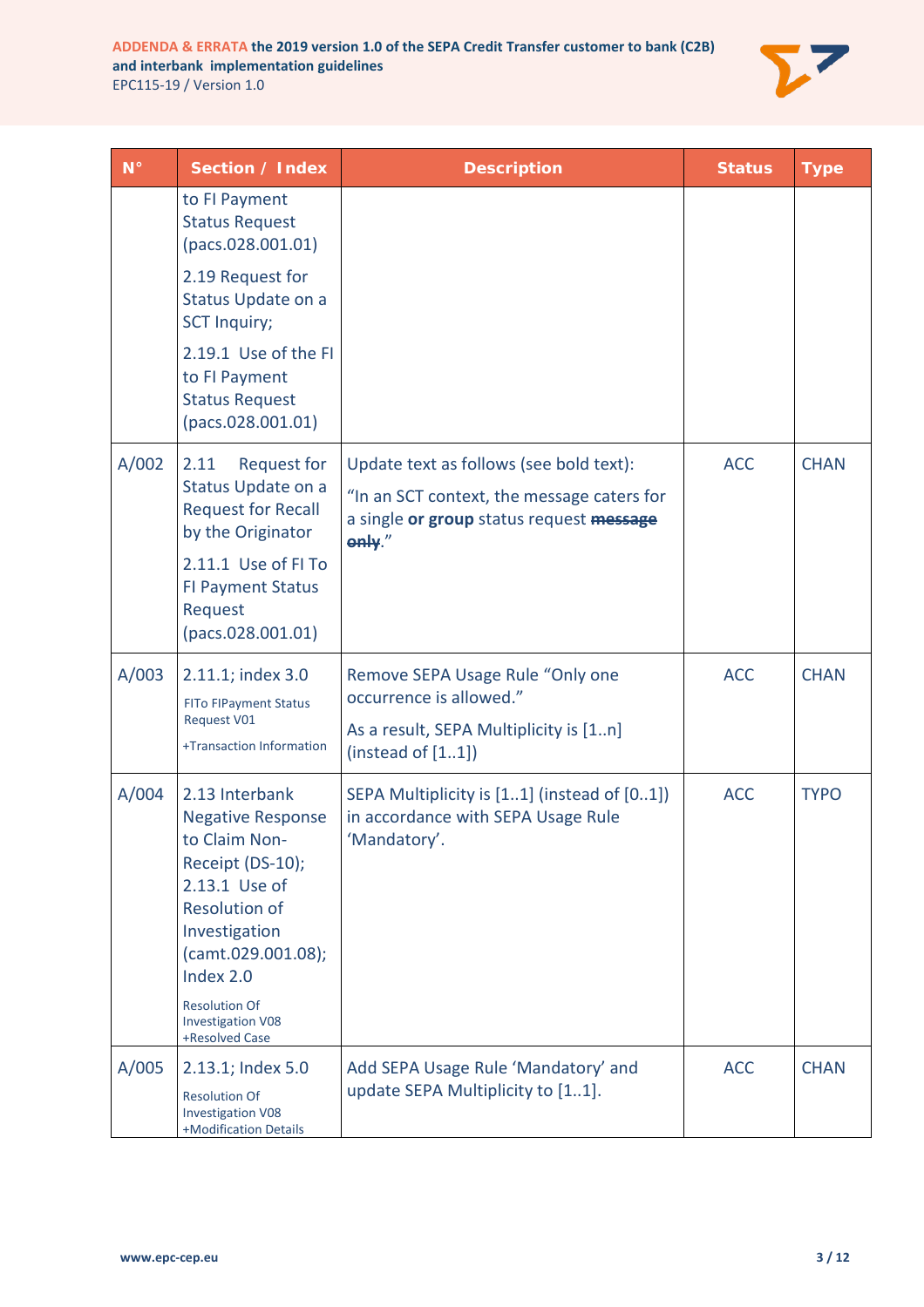| N° | Section / Index | Description | Status | Type |
|---|---|---|---|---|
| | to FI Payment Status Request (pacs.028.001.01)<br>2.19 Request for Status Update on a SCT Inquiry;<br>2.19.1 Use of the FI to FI Payment Status Request (pacs.028.001.01) | | | |
| A/002 | 2.11 Request for Status Update on a Request for Recall by the Originator<br>2.11.1 Use of FI To FI Payment Status Request (pacs.028.001.01) | Update text as follows (see bold text):<br>"In an SCT context, the message caters for a single **or group** status request ~~**message only**~~." | ACC | CHAN |
| A/003 | 2.11.1; index 3.0<br>FITo FIPayment Status Request V01<br>+Transaction Information | Remove SEPA Usage Rule "Only one occurrence is allowed."<br>As a result, SEPA Multiplicity is [1..n] (instead of [1..1]) | ACC | CHAN |
| A/004 | 2.13 Interbank Negative Response to Claim Non-Receipt (DS-10); 2.13.1 Use of Resolution of Investigation (camt.029.001.08); Index 2.0<br>Resolution Of Investigation V08<br>+Resolved Case | SEPA Multiplicity is [1..1] (instead of [0..1]) in accordance with SEPA Usage Rule 'Mandatory'. | ACC | TYPO |
| A/005 | 2.13.1; Index 5.0<br>Resolution Of Investigation V08<br>+Modification Details | Add SEPA Usage Rule 'Mandatory' and update SEPA Multiplicity to [1..1]. | ACC | CHAN |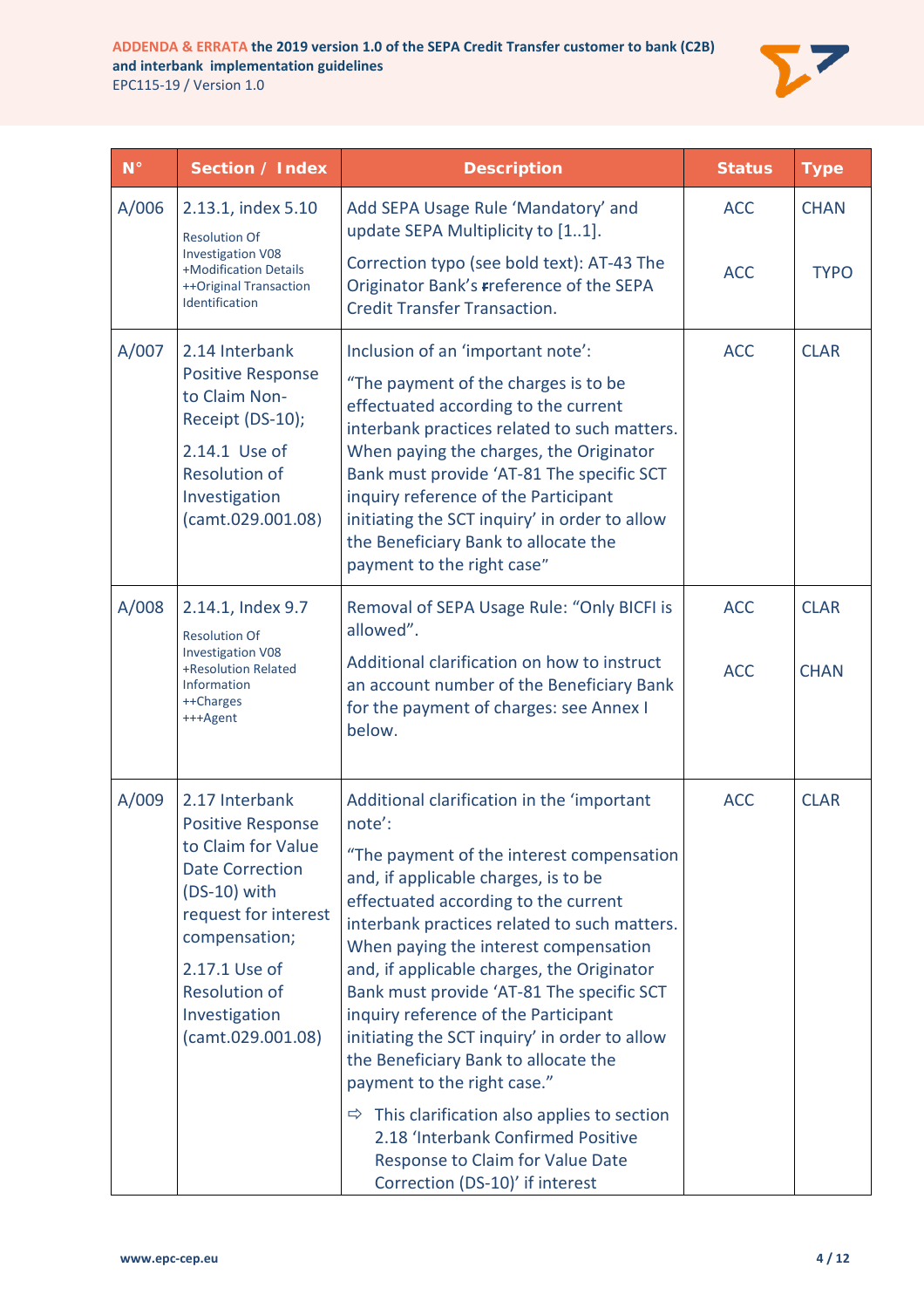| N° | Section / Index | Description | Status | Type |
|---|---|---|---|---|
| A/006 | 2.13.1, index 5.10<br>Resolution Of Investigation V08 +Modification Details ++Original Transaction Identification | Add SEPA Usage Rule 'Mandatory' and update SEPA Multiplicity to [1..1].<br>Correction typo (see bold text): AT-43 The Originator Bank's **r**reference of the SEPA Credit Transfer Transaction. | ACC<br>ACC | CHAN<br>TYPO |
| A/007 | 2.14 Interbank Positive Response to Claim Non-Receipt (DS-10);<br>2.14.1 Use of Resolution of Investigation (camt.029.001.08) | Inclusion of an 'important note':<br>"The payment of the charges is to be effectuated according to the current interbank practices related to such matters. When paying the charges, the Originator Bank must provide 'AT-81 The specific SCT inquiry reference of the Participant initiating the SCT inquiry' in order to allow the Beneficiary Bank to allocate the payment to the right case" | ACC | CLAR |
| A/008 | 2.14.1, Index 9.7<br>Resolution Of Investigation V08 +Resolution Related Information ++Charges +++Agent | Removal of SEPA Usage Rule: "Only BICFI is allowed".<br>Additional clarification on how to instruct an account number of the Beneficiary Bank for the payment of charges: see Annex I below. | ACC<br>ACC | CLAR<br>CHAN |
| A/009 | 2.17 Interbank Positive Response to Claim for Value Date Correction (DS-10) with request for interest compensation;<br>2.17.1 Use of Resolution of Investigation (camt.029.001.08) | Additional clarification in the 'important note':<br>"The payment of the interest compensation and, if applicable charges, is to be effectuated according to the current interbank practices related to such matters. When paying the interest compensation and, if applicable charges, the Originator Bank must provide 'AT-81 The specific SCT inquiry reference of the Participant initiating the SCT inquiry' in order to allow the Beneficiary Bank to allocate the payment to the right case."<br>⇨ This clarification also applies to section 2.18 'Interbank Confirmed Positive Response to Claim for Value Date Correction (DS-10)' if interest | ACC | CLAR |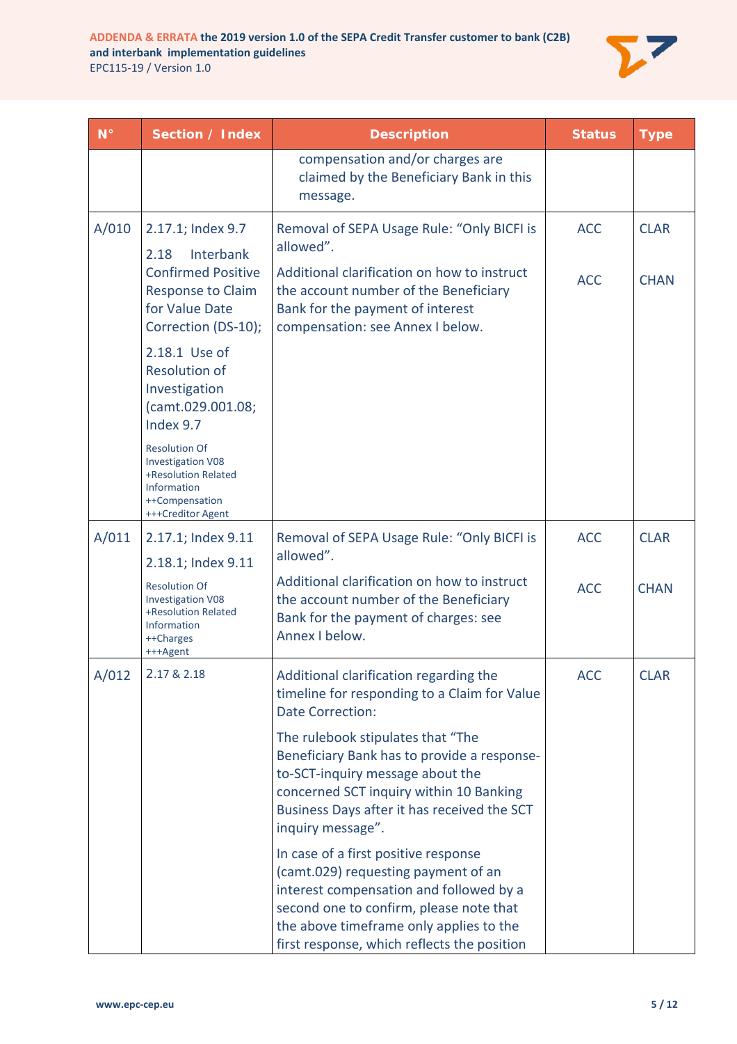| N° | Section / Index | Description | Status | Type |
|---|---|---|---|---|
| | | compensation and/or charges are claimed by the Beneficiary Bank in this message. | | |
| A/010 | 2.17.1; Index 9.7<br><br>2.18 Interbank Confirmed Positive Response to Claim for Value Date Correction (DS-10);<br><br>2.18.1 Use of Resolution of Investigation (camt.029.001.08; Index 9.7<br><br>Resolution Of Investigation V08 +Resolution Related Information ++Compensation +++Creditor Agent | Removal of SEPA Usage Rule: "Only BICFI is allowed".<br><br>Additional clarification on how to instruct the account number of the Beneficiary Bank for the payment of interest compensation: see Annex I below. | ACC<br><br>ACC | CLAR<br><br>CHAN |
| A/011 | 2.17.1; Index 9.11<br><br>2.18.1; Index 9.11<br><br>Resolution Of Investigation V08 +Resolution Related Information ++Charges +++Agent | Removal of SEPA Usage Rule: "Only BICFI is allowed".<br><br>Additional clarification on how to instruct the account number of the Beneficiary Bank for the payment of charges: see Annex I below. | ACC<br><br>ACC | CLAR<br><br>CHAN |
| A/012 | 2.17 & 2.18 | Additional clarification regarding the timeline for responding to a Claim for Value Date Correction:<br><br>The rulebook stipulates that "The Beneficiary Bank has to provide a response-to-SCT-inquiry message about the concerned SCT inquiry within 10 Banking Business Days after it has received the SCT inquiry message".<br><br>In case of a first positive response (camt.029) requesting payment of an interest compensation and followed by a second one to confirm, please note that the above timeframe only applies to the first response, which reflects the position | ACC | CLAR |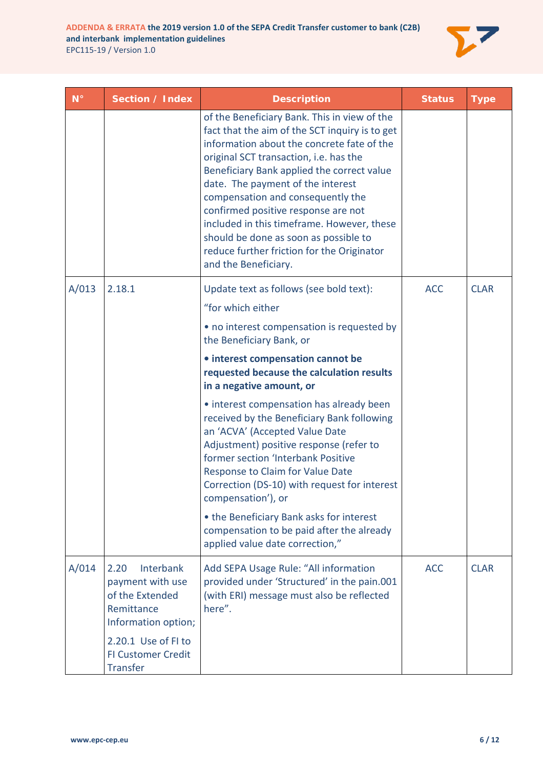| N° | Section / Index | Description | Status | Type |
|---|---|---|---|---|
| | | of the Beneficiary Bank. This in view of the fact that the aim of the SCT inquiry is to get information about the concrete fate of the original SCT transaction, i.e. has the Beneficiary Bank applied the correct value date. The payment of the interest compensation and consequently the confirmed positive response are not included in this timeframe. However, these should be done as soon as possible to reduce further friction for the Originator and the Beneficiary. | | |
| A/013 | 2.18.1 | Update text as follows (see bold text):<br><br>"for which either<br><br>• no interest compensation is requested by the Beneficiary Bank, or<br><br>**• interest compensation cannot be requested because the calculation results in a negative amount, or**<br><br>• interest compensation has already been received by the Beneficiary Bank following an 'ACVA' (Accepted Value Date Adjustment) positive response (refer to former section 'Interbank Positive Response to Claim for Value Date Correction (DS-10) with request for interest compensation'), or<br><br>• the Beneficiary Bank asks for interest compensation to be paid after the already applied value date correction," | ACC | CLAR |
| A/014 | 2.20 Interbank payment with use of the Extended Remittance Information option;<br><br>2.20.1 Use of FI to FI Customer Credit Transfer | Add SEPA Usage Rule: "All information provided under 'Structured' in the pain.001 (with ERI) message must also be reflected here". | ACC | CLAR |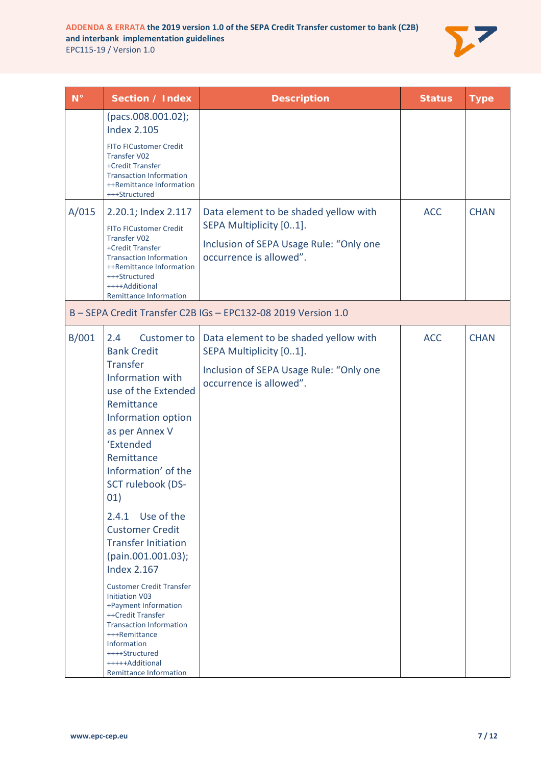| N° | Section / Index | Description | Status | Type |
|---|---|---|---|---|
| | (pacs.008.001.02); Index 2.105<br>FITo FICustomer Credit Transfer V02<br>+Credit Transfer Transaction Information<br>++Remittance Information<br>+++Structured | | | |
| A/015 | 2.20.1; Index 2.117<br>FITo FICustomer Credit Transfer V02<br>+Credit Transfer Transaction Information<br>++Remittance Information<br>+++Structured<br>++++Additional Remittance Information | Data element to be shaded yellow with SEPA Multiplicity [0..1].<br>Inclusion of SEPA Usage Rule: “Only one occurrence is allowed”. | ACC | CHAN |
| B – SEPA Credit Transfer C2B IGs – EPC132-08 2019 Version 1.0 | | | | |
| B/001 | 2.4 Customer to Bank Credit Transfer Information with use of the Extended Remittance Information option as per Annex V ‘Extended Remittance Information’ of the SCT rulebook (DS-01)<br>2.4.1 Use of the Customer Credit Transfer Initiation (pain.001.001.03); Index 2.167<br>Customer Credit Transfer Initiation V03<br>+Payment Information<br>++Credit Transfer Transaction Information<br>+++Remittance Information<br>++++Structured<br>+++++Additional Remittance Information | Data element to be shaded yellow with SEPA Multiplicity [0..1].<br>Inclusion of SEPA Usage Rule: “Only one occurrence is allowed”. | ACC | CHAN |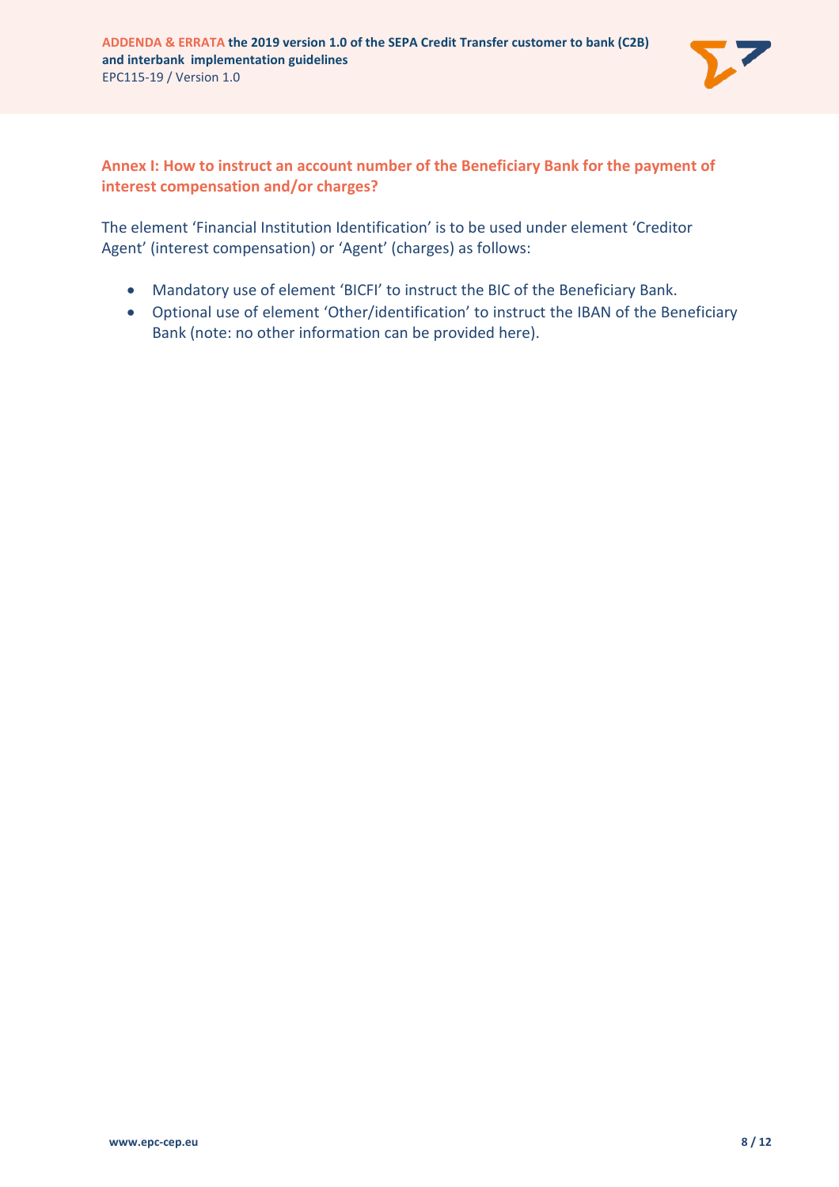## Annex I: How to instruct an account number of the Beneficiary Bank for the payment of interest compensation and/or charges?

The element ‘Financial Institution Identification’ is to be used under element ‘Creditor Agent’ (interest compensation) or ‘Agent’ (charges) as follows:

- Mandatory use of element ‘BICFI’ to instruct the BIC of the Beneficiary Bank.
- Optional use of element ‘Other/identification’ to instruct the IBAN of the Beneficiary Bank (note: no other information can be provided here).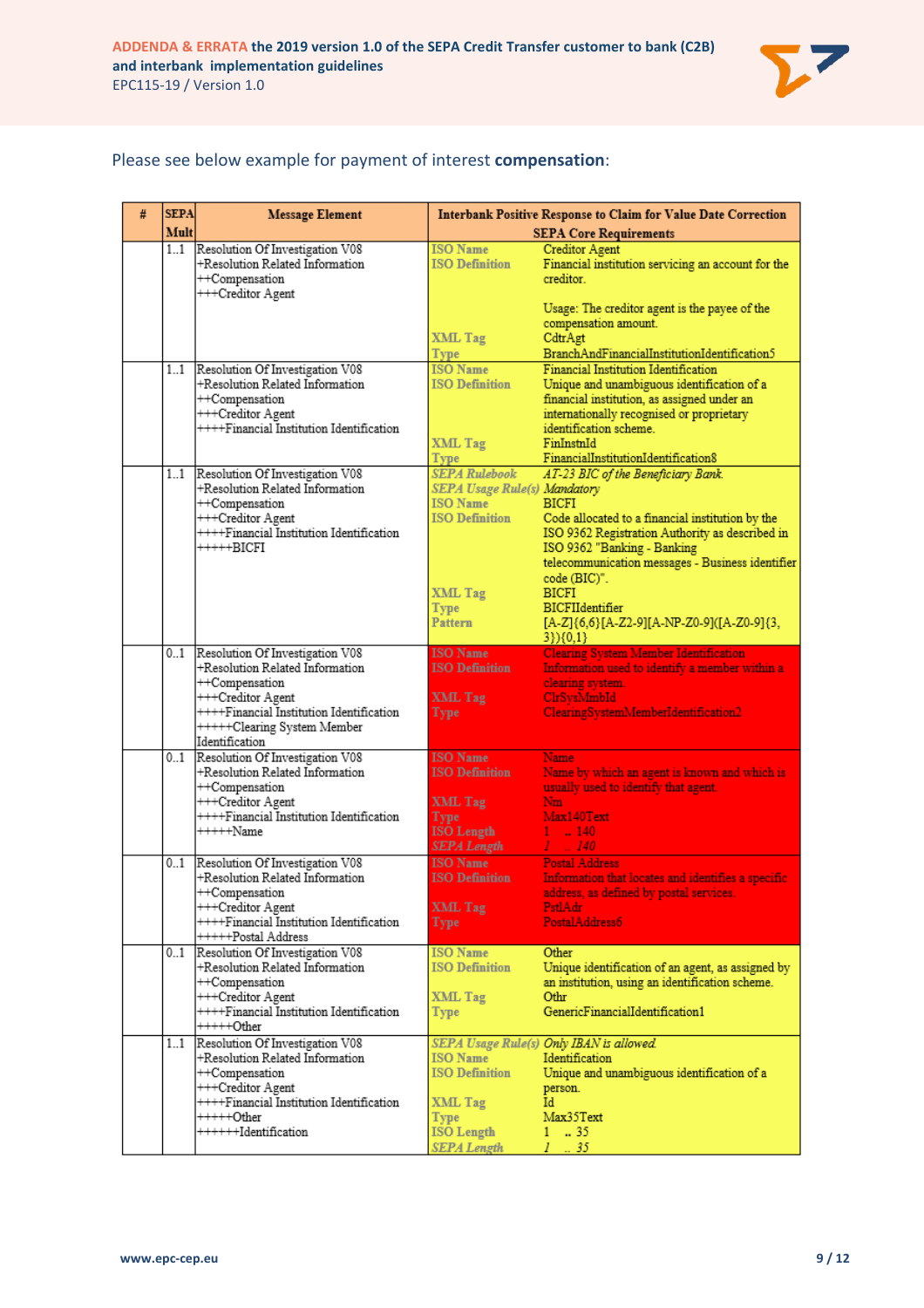Please see below example for payment of interest **compensation**:

| # | SEPA Mult | Message Element | Interbank Positive Response to Claim for Value Date Correction SEPA Core Requirements | |
|---|---|---|---|---|
| | 1..1 | Resolution Of Investigation V08<br>+Resolution Related Information<br>++Compensation<br>+++Creditor Agent | ISO Name<br>ISO Definition<br><br><br>XML Tag<br>Type | Creditor Agent<br>Financial institution servicing an account for the creditor.<br>Usage: The creditor agent is the payee of the compensation amount.<br>CdtrAgt<br>BranchAndFinancialInstitutionIdentification5 |
| | 1..1 | Resolution Of Investigation V08<br>+Resolution Related Information<br>++Compensation<br>+++Creditor Agent<br>++++Financial Institution Identification | ISO Name<br>ISO Definition<br><br>XML Tag<br>Type | Financial Institution Identification<br>Unique and unambiguous identification of a financial institution, as assigned under an internationally recognised or proprietary identification scheme.<br>FinInstnId<br>FinancialInstitutionIdentification8 |
| | 1..1 | Resolution Of Investigation V08<br>+Resolution Related Information<br>++Compensation<br>+++Creditor Agent<br>++++Financial Institution Identification<br>+++++BICFI | *SEPA Rulebook*<br>*SEPA Usage Rule(s)*<br>ISO Name<br>ISO Definition<br><br>XML Tag<br>Type<br>Pattern | *AT-23 BIC of the Beneficiary Bank.*<br>*Mandatory*<br>BICFI<br>Code allocated to a financial institution by the ISO 9362 Registration Authority as described in ISO 9362 "Banking - Banking telecommunication messages - Business identifier code (BIC)".<br>BICFI<br>BICFIIdentifier<br>[A-Z]{6,6}[A-Z2-9][A-NP-Z0-9]([A-Z0-9]{3,3}){0,1} |
| | 0..1 | Resolution Of Investigation V08<br>+Resolution Related Information<br>++Compensation<br>+++Creditor Agent<br>++++Financial Institution Identification<br>+++++Clearing System Member Identification | ISO Name<br>ISO Definition<br><br>XML Tag<br>Type | Clearing System Member Identification<br>Information used to identify a member within a clearing system.<br>ClrSysMmbId<br>ClearingSystemMemberIdentification2 |
| | 0..1 | Resolution Of Investigation V08<br>+Resolution Related Information<br>++Compensation<br>+++Creditor Agent<br>++++Financial Institution Identification<br>+++++Name | ISO Name<br>ISO Definition<br><br>XML Tag<br>Type<br>ISO Length<br>*SEPA Length* | Name<br>Name by which an agent is known and which is usually used to identify that agent.<br>Nm<br>Max140Text<br>1 .. 140<br>*1 .. 140* |
| | 0..1 | Resolution Of Investigation V08<br>+Resolution Related Information<br>++Compensation<br>+++Creditor Agent<br>++++Financial Institution Identification<br>+++++Postal Address | ISO Name<br>ISO Definition<br><br>XML Tag<br>Type | Postal Address<br>Information that locates and identifies a specific address, as defined by postal services.<br>PstlAdr<br>PostalAddress6 |
| | 0..1 | Resolution Of Investigation V08<br>+Resolution Related Information<br>++Compensation<br>+++Creditor Agent<br>++++Financial Institution Identification<br>+++++Other | ISO Name<br>ISO Definition<br><br>XML Tag<br>Type | Other<br>Unique identification of an agent, as assigned by an institution, using an identification scheme.<br>Othr<br>GenericFinancialIdentification1 |
| | 1..1 | Resolution Of Investigation V08<br>+Resolution Related Information<br>++Compensation<br>+++Creditor Agent<br>++++Financial Institution Identification<br>+++++Other<br>++++++Identification | *SEPA Usage Rule(s)*<br>ISO Name<br>ISO Definition<br><br>XML Tag<br>Type<br>ISO Length<br>*SEPA Length* | *Only IBAN is allowed.*<br>Identification<br>Unique and unambiguous identification of a person.<br>Id<br>Max35Text<br>1 .. 35<br>*1 .. 35* |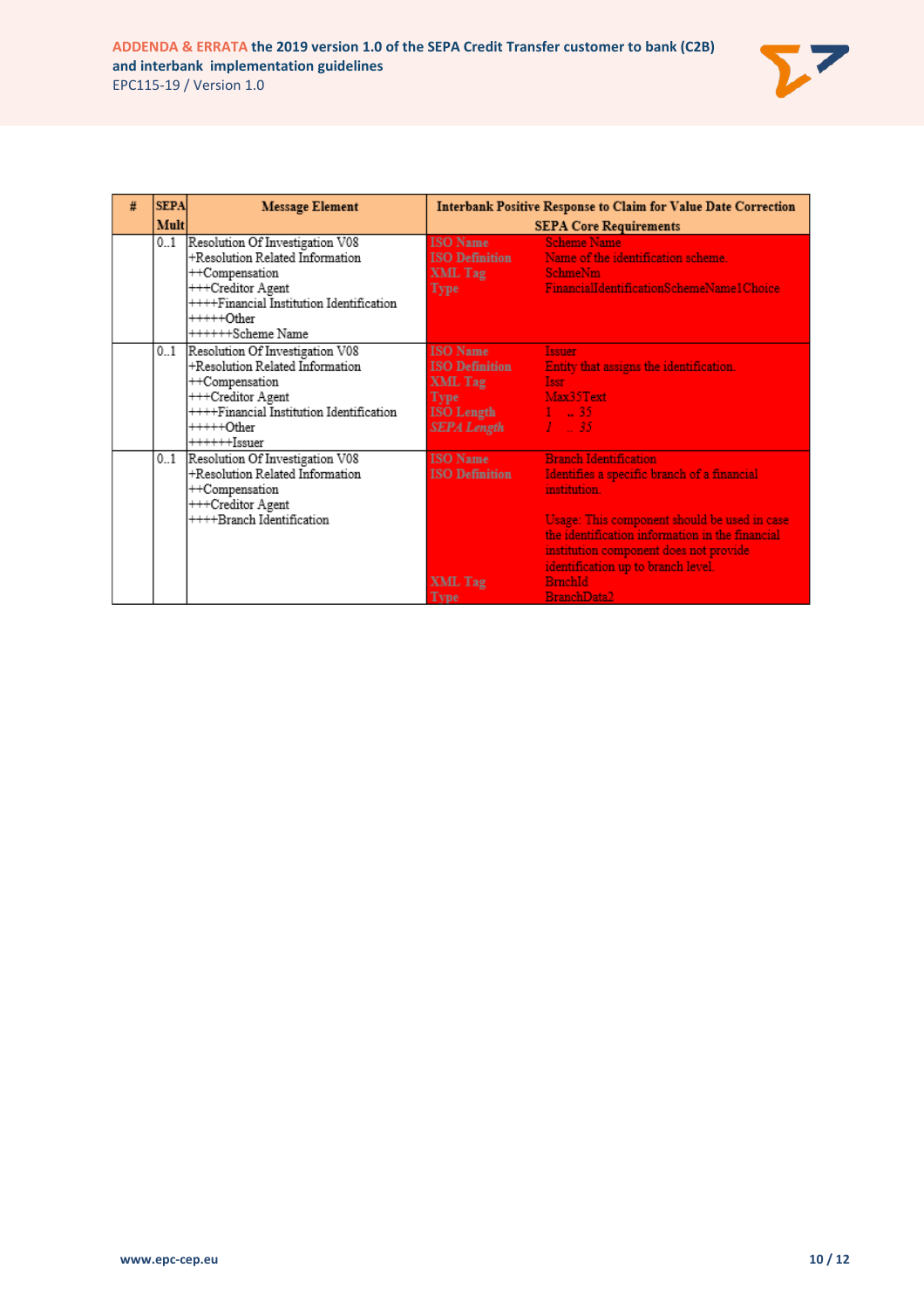| # | SEPA Mult | Message Element | Interbank Positive Response to Claim for Value Date Correction SEPA Core Requirements |
|---|---|---|---|
| | 0..1 | Resolution Of Investigation V08<br>+Resolution Related Information<br>++Compensation<br>+++Creditor Agent<br>++++Financial Institution Identification<br>+++++Other<br>++++++Scheme Name | ISO Name: Scheme Name<br>ISO Definition: Name of the identification scheme.<br>XML Tag: SchmeNm<br>Type: FinancialIdentificationSchemeName1Choice |
| | 0..1 | Resolution Of Investigation V08<br>+Resolution Related Information<br>++Compensation<br>+++Creditor Agent<br>++++Financial Institution Identification<br>+++++Other<br>++++++Issuer | ISO Name: Issuer<br>ISO Definition: Entity that assigns the identification.<br>XML Tag: Issr<br>Type: Max35Text<br>ISO Length: 1 .. 35<br>*SEPA Length*: *1 .. 35* |
| | 0..1 | Resolution Of Investigation V08<br>+Resolution Related Information<br>++Compensation<br>+++Creditor Agent<br>++++Branch Identification | ISO Name: Branch Identification<br>ISO Definition: Identifies a specific branch of a financial institution.<br><br>Usage: This component should be used in case the identification information in the financial institution component does not provide identification up to branch level.<br>XML Tag: BrnchId<br>Type: BranchData2 |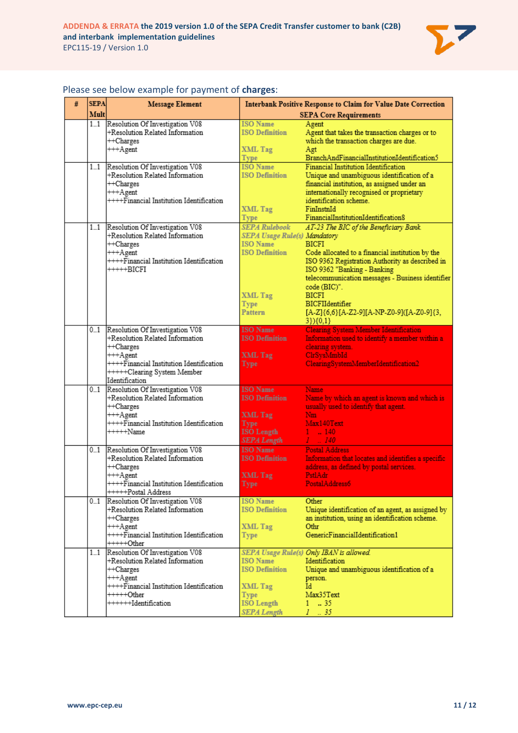Please see below example for payment of **charges**:

| # | SEPA Mult | Message Element | Interbank Positive Response to Claim for Value Date Correction | |
|---|---|---|---|---|
| | | | **SEPA Core Requirements** | |
| | 1..1 | Resolution Of Investigation V08<br>+Resolution Related Information<br>++Charges<br>+++Agent | ISO Name<br>ISO Definition<br><br>XML Tag<br>Type | Agent<br>Agent that takes the transaction charges or to which the transaction charges are due.<br>Agt<br>BranchAndFinancialInstitutionIdentification5 |
| | 1..1 | Resolution Of Investigation V08<br>+Resolution Related Information<br>++Charges<br>+++Agent<br>++++Financial Institution Identification | ISO Name<br>ISO Definition<br><br>XML Tag<br>Type | Financial Institution Identification<br>Unique and unambiguous identification of a financial institution, as assigned under an internationally recognised or proprietary identification scheme.<br>FinInstnId<br>FinancialInstitutionIdentification8 |
| | 1..1 | Resolution Of Investigation V08<br>+Resolution Related Information<br>++Charges<br>+++Agent<br>++++Financial Institution Identification<br>+++++BICFI | *SEPA Rulebook*<br>*SEPA Usage Rule(s)*<br>ISO Name<br>ISO Definition<br><br>XML Tag<br>Type<br>Pattern | *AT-23 The BIC of the Beneficiary Bank.*<br>*Mandatory*<br>BICFI<br>Code allocated to a financial institution by the ISO 9362 Registration Authority as described in ISO 9362 "Banking - Banking telecommunication messages - Business identifier code (BIC)".<br>BICFI<br>BICFIIdentifier<br>[A-Z]{6,6}[A-Z2-9][A-NP-Z0-9]([A-Z0-9]{3,3}){0,1} |
| | 0..1 | Resolution Of Investigation V08<br>+Resolution Related Information<br>++Charges<br>+++Agent<br>++++Financial Institution Identification<br>+++++Clearing System Member Identification | ISO Name<br>ISO Definition<br><br>XML Tag<br>Type | Clearing System Member Identification<br>Information used to identify a member within a clearing system.<br>ClrSysMmbId<br>ClearingSystemMemberIdentification2 |
| | 0..1 | Resolution Of Investigation V08<br>+Resolution Related Information<br>++Charges<br>+++Agent<br>++++Financial Institution Identification<br>+++++Name | ISO Name<br>ISO Definition<br><br>XML Tag<br>Type<br>ISO Length<br>*SEPA Length* | Name<br>Name by which an agent is known and which is usually used to identify that agent.<br>Nm<br>Max140Text<br>1 .. 140<br>*1 .. 140* |
| | 0..1 | Resolution Of Investigation V08<br>+Resolution Related Information<br>++Charges<br>+++Agent<br>++++Financial Institution Identification<br>+++++Postal Address | ISO Name<br>ISO Definition<br><br>XML Tag<br>Type | Postal Address<br>Information that locates and identifies a specific address, as defined by postal services.<br>PstlAdr<br>PostalAddress6 |
| | 0..1 | Resolution Of Investigation V08<br>+Resolution Related Information<br>++Charges<br>+++Agent<br>++++Financial Institution Identification<br>+++++Other | ISO Name<br>ISO Definition<br><br>XML Tag<br>Type | Other<br>Unique identification of an agent, as assigned by an institution, using an identification scheme.<br>Othr<br>GenericFinancialIdentification1 |
| | 1..1 | Resolution Of Investigation V08<br>+Resolution Related Information<br>++Charges<br>+++Agent<br>++++Financial Institution Identification<br>+++++Other<br>++++++Identification | *SEPA Usage Rule(s)*<br>ISO Name<br>ISO Definition<br><br>XML Tag<br>Type<br>ISO Length<br>*SEPA Length* | *Only IBAN is allowed.*<br>Identification<br>Unique and unambiguous identification of a person.<br>Id<br>Max35Text<br>1 .. 35<br>*1 .. 35* |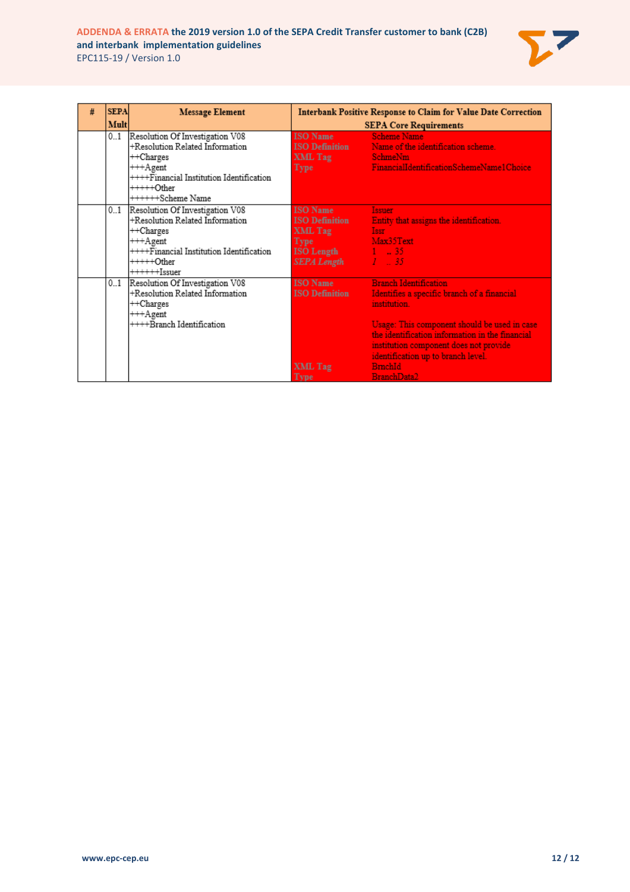| # | SEPA Mult | Message Element | Interbank Positive Response to Claim for Value Date Correction SEPA Core Requirements |
|---|---|---|---|
| | 0..1 | Resolution Of Investigation V08<br>+Resolution Related Information<br>++Charges<br>+++Agent<br>++++Financial Institution Identification<br>+++++Other<br>++++++Scheme Name | ISO Name: Scheme Name<br>ISO Definition: Name of the identification scheme.<br>XML Tag: SchmeNm<br>Type: FinancialIdentificationSchemeName1Choice |
| | 0..1 | Resolution Of Investigation V08<br>+Resolution Related Information<br>++Charges<br>+++Agent<br>++++Financial Institution Identification<br>+++++Other<br>++++++Issuer | ISO Name: Issuer<br>ISO Definition: Entity that assigns the identification.<br>XML Tag: Issr<br>Type: Max35Text<br>ISO Length: 1 .. 35<br>*SEPA Length*: *1 .. 35* |
| | 0..1 | Resolution Of Investigation V08<br>+Resolution Related Information<br>++Charges<br>+++Agent<br>++++Branch Identification | ISO Name: Branch Identification<br>ISO Definition: Identifies a specific branch of a financial institution.<br><br>Usage: This component should be used in case the identification information in the financial institution component does not provide identification up to branch level.<br>XML Tag: BrnchId<br>Type: BranchData2 |